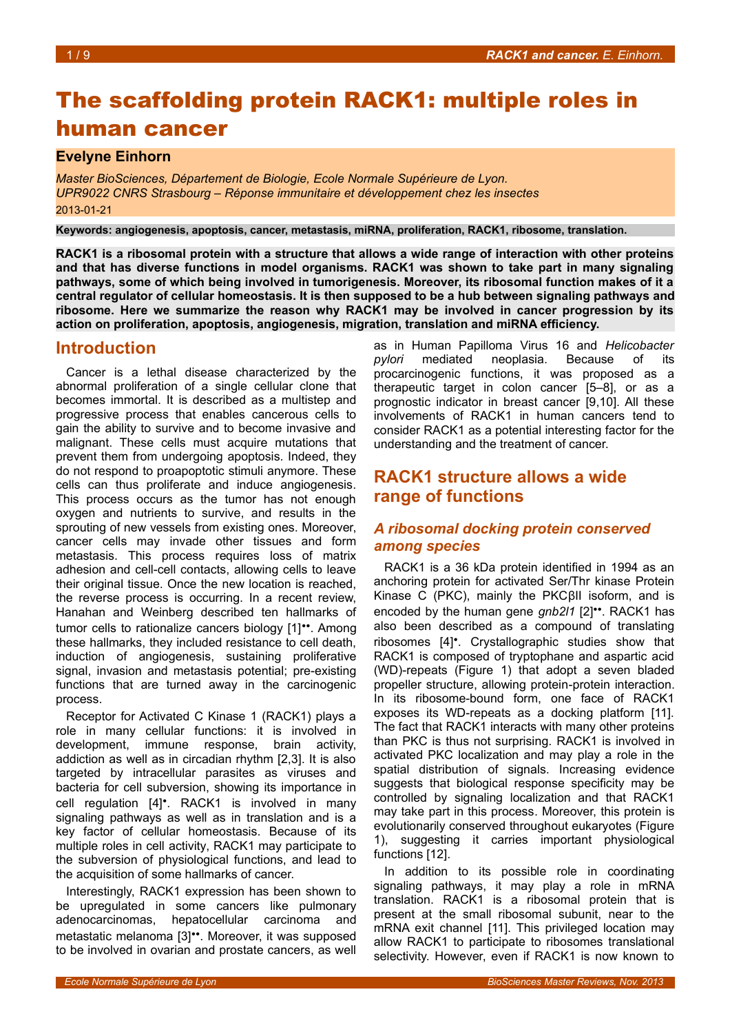# The scaffolding protein RACK1: multiple roles in human cancer

**Evelyne Einhorn**

*Master BioSciences, Département de Biologie, Ecole Normale Supérieure de Lyon.*
*UPR9022 CNRS Strasbourg – Réponse immunitaire et développement chez les insectes*
2013-01-21

**Keywords: angiogenesis, apoptosis, cancer, metastasis, miRNA, proliferation, RACK1, ribosome, translation.**

**RACK1 is a ribosomal protein with a structure that allows a wide range of interaction with other proteins and that has diverse functions in model organisms. RACK1 was shown to take part in many signaling pathways, some of which being involved in tumorigenesis. Moreover, its ribosomal function makes of it a central regulator of cellular homeostasis. It is then supposed to be a hub between signaling pathways and ribosome. Here we summarize the reason why RACK1 may be involved in cancer progression by its action on proliferation, apoptosis, angiogenesis, migration, translation and miRNA efficiency.**

## Introduction

Cancer is a lethal disease characterized by the abnormal proliferation of a single cellular clone that becomes immortal. It is described as a multistep and progressive process that enables cancerous cells to gain the ability to survive and to become invasive and malignant. These cells must acquire mutations that prevent them from undergoing apoptosis. Indeed, they do not respond to proapoptotic stimuli anymore. These cells can thus proliferate and induce angiogenesis. This process occurs as the tumor has not enough oxygen and nutrients to survive, and results in the sprouting of new vessels from existing ones. Moreover, cancer cells may invade other tissues and form metastasis. This process requires loss of matrix adhesion and cell-cell contacts, allowing cells to leave their original tissue. Once the new location is reached, the reverse process is occurring. In a recent review, Hanahan and Weinberg described ten hallmarks of tumor cells to rationalize cancers biology [1]••. Among these hallmarks, they included resistance to cell death, induction of angiogenesis, sustaining proliferative signal, invasion and metastasis potential; pre-existing functions that are turned away in the carcinogenic process.

Receptor for Activated C Kinase 1 (RACK1) plays a role in many cellular functions: it is involved in development, immune response, brain activity, addiction as well as in circadian rhythm [2,3]. It is also targeted by intracellular parasites as viruses and bacteria for cell subversion, showing its importance in cell regulation [4]•. RACK1 is involved in many signaling pathways as well as in translation and is a key factor of cellular homeostasis. Because of its multiple roles in cell activity, RACK1 may participate to the subversion of physiological functions, and lead to the acquisition of some hallmarks of cancer.

Interestingly, RACK1 expression has been shown to be upregulated in some cancers like pulmonary adenocarcinomas, hepatocellular carcinoma and metastatic melanoma [3]••. Moreover, it was supposed to be involved in ovarian and prostate cancers, as well as in Human Papilloma Virus 16 and *Helicobacter pylori* mediated neoplasia. Because of its procarcinogenic functions, it was proposed as a therapeutic target in colon cancer [5–8], or as a prognostic indicator in breast cancer [9,10]. All these involvements of RACK1 in human cancers tend to consider RACK1 as a potential interesting factor for the understanding and the treatment of cancer.

## RACK1 structure allows a wide range of functions

### *A ribosomal docking protein conserved among species*

RACK1 is a 36 kDa protein identified in 1994 as an anchoring protein for activated Ser/Thr kinase Protein Kinase C (PKC), mainly the PKCβII isoform, and is encoded by the human gene *gnb2l1* [2]••. RACK1 has also been described as a compound of translating ribosomes [4]•. Crystallographic studies show that RACK1 is composed of tryptophane and aspartic acid (WD)-repeats (Figure 1) that adopt a seven bladed propeller structure, allowing protein-protein interaction. In its ribosome-bound form, one face of RACK1 exposes its WD-repeats as a docking platform [11]. The fact that RACK1 interacts with many other proteins than PKC is thus not surprising. RACK1 is involved in activated PKC localization and may play a role in the spatial distribution of signals. Increasing evidence suggests that biological response specificity may be controlled by signaling localization and that RACK1 may take part in this process. Moreover, this protein is evolutionarily conserved throughout eukaryotes (Figure 1), suggesting it carries important physiological functions [12].

In addition to its possible role in coordinating signaling pathways, it may play a role in mRNA translation. RACK1 is a ribosomal protein that is present at the small ribosomal subunit, near to the mRNA exit channel [11]. This privileged location may allow RACK1 to participate to ribosomes translational selectivity. However, even if RACK1 is now known to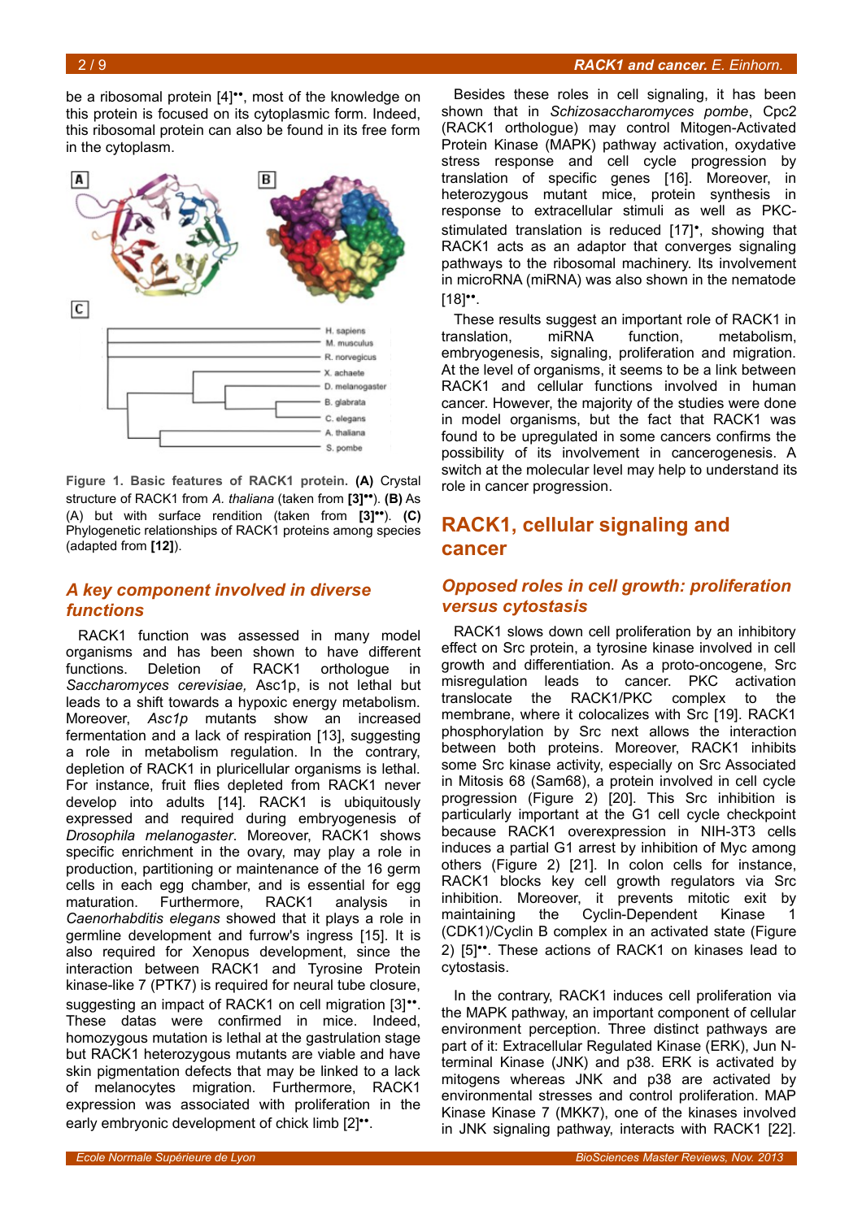be a ribosomal protein [4]••, most of the knowledge on this protein is focused on its cytoplasmic form. Indeed, this ribosomal protein can also be found in its free form in the cytoplasm.

**Figure 1. Basic features of RACK1 protein.** **(A)** Crystal structure of RACK1 from *A. thaliana* (taken from **[3]••**). **(B)** As (A) but with surface rendition (taken from **[3]••**). **(C)** Phylogenetic relationships of RACK1 proteins among species (adapted from **[12]**).

### *A key component involved in diverse functions*

RACK1 function was assessed in many model organisms and has been shown to have different functions. Deletion of RACK1 orthologue in *Saccharomyces cerevisiae,* Asc1p, is not lethal but leads to a shift towards a hypoxic energy metabolism. Moreover, *Asc1p* mutants show an increased fermentation and a lack of respiration [13], suggesting a role in metabolism regulation. In the contrary, depletion of RACK1 in pluricellular organisms is lethal. For instance, fruit flies depleted from RACK1 never develop into adults [14]. RACK1 is ubiquitously expressed and required during embryogenesis of *Drosophila melanogaster*. Moreover, RACK1 shows specific enrichment in the ovary, may play a role in production, partitioning or maintenance of the 16 germ cells in each egg chamber, and is essential for egg maturation. Furthermore, RACK1 analysis in *Caenorhabditis elegans* showed that it plays a role in germline development and furrow's ingress [15]. It is also required for Xenopus development, since the interaction between RACK1 and Tyrosine Protein kinase-like 7 (PTK7) is required for neural tube closure, suggesting an impact of RACK1 on cell migration [3]••. These datas were confirmed in mice. Indeed, homozygous mutation is lethal at the gastrulation stage but RACK1 heterozygous mutants are viable and have skin pigmentation defects that may be linked to a lack of melanocytes migration. Furthermore, RACK1 expression was associated with proliferation in the early embryonic development of chick limb [2]••.

Besides these roles in cell signaling, it has been shown that in *Schizosaccharomyces pombe*, Cpc2 (RACK1 orthologue) may control Mitogen-Activated Protein Kinase (MAPK) pathway activation, oxydative stress response and cell cycle progression by translation of specific genes [16]. Moreover, in heterozygous mutant mice, protein synthesis in response to extracellular stimuli as well as PKC-stimulated translation is reduced [17]•, showing that RACK1 acts as an adaptor that converges signaling pathways to the ribosomal machinery. Its involvement in microRNA (miRNA) was also shown in the nematode [18]••.

These results suggest an important role of RACK1 in translation, miRNA function, metabolism, embryogenesis, signaling, proliferation and migration. At the level of organisms, it seems to be a link between RACK1 and cellular functions involved in human cancer. However, the majority of the studies were done in model organisms, but the fact that RACK1 was found to be upregulated in some cancers confirms the possibility of its involvement in cancerogenesis. A switch at the molecular level may help to understand its role in cancer progression.

## RACK1, cellular signaling and cancer

### *Opposed roles in cell growth: proliferation versus cytostasis*

RACK1 slows down cell proliferation by an inhibitory effect on Src protein, a tyrosine kinase involved in cell growth and differentiation. As a proto-oncogene, Src misregulation leads to cancer. PKC activation translocate the RACK1/PKC complex to the membrane, where it colocalizes with Src [19]. RACK1 phosphorylation by Src next allows the interaction between both proteins. Moreover, RACK1 inhibits some Src kinase activity, especially on Src Associated in Mitosis 68 (Sam68), a protein involved in cell cycle progression (Figure 2) [20]. This Src inhibition is particularly important at the G1 cell cycle checkpoint because RACK1 overexpression in NIH-3T3 cells induces a partial G1 arrest by inhibition of Myc among others (Figure 2) [21]. In colon cells for instance, RACK1 blocks key cell growth regulators via Src inhibition. Moreover, it prevents mitotic exit by maintaining the Cyclin-Dependent Kinase 1 (CDK1)/Cyclin B complex in an activated state (Figure 2) [5]••. These actions of RACK1 on kinases lead to cytostasis.

In the contrary, RACK1 induces cell proliferation via the MAPK pathway, an important component of cellular environment perception. Three distinct pathways are part of it: Extracellular Regulated Kinase (ERK), Jun N-terminal Kinase (JNK) and p38. ERK is activated by mitogens whereas JNK and p38 are activated by environmental stresses and control proliferation. MAP Kinase Kinase 7 (MKK7), one of the kinases involved in JNK signaling pathway, interacts with RACK1 [22].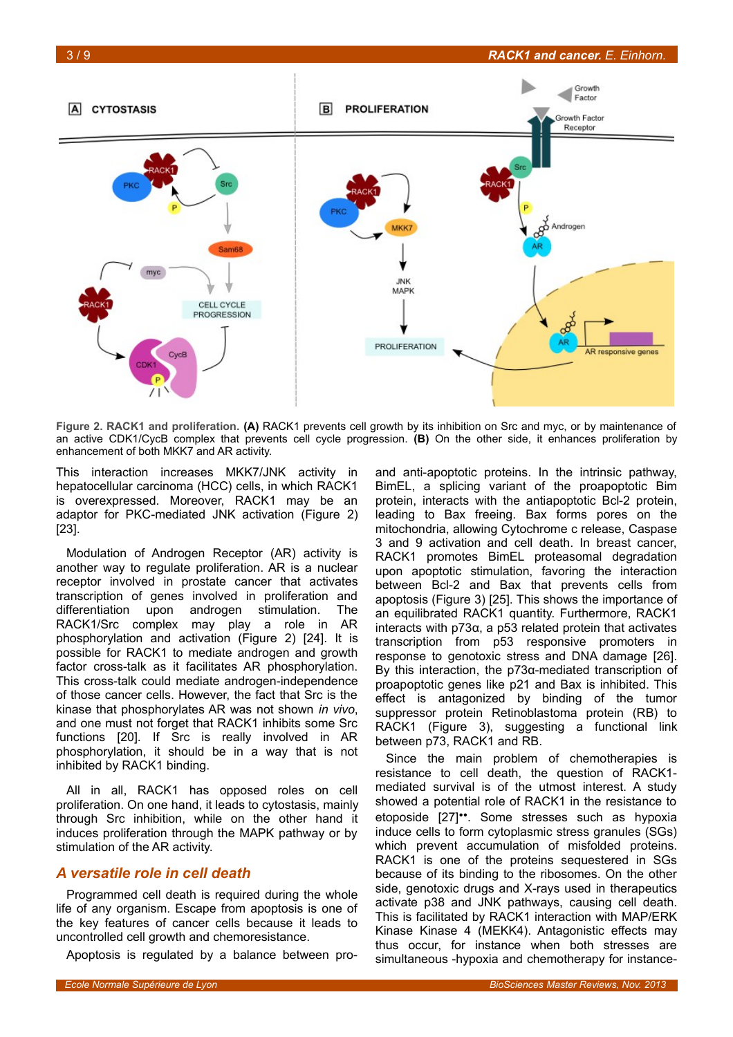**Figure 2. RACK1 and proliferation. (A)** RACK1 prevents cell growth by its inhibition on Src and myc, or by maintenance of an active CDK1/CycB complex that prevents cell cycle progression. **(B)** On the other side, it enhances proliferation by enhancement of both MKK7 and AR activity.

This interaction increases MKK7/JNK activity in hepatocellular carcinoma (HCC) cells, in which RACK1 is overexpressed. Moreover, RACK1 may be an adaptor for PKC-mediated JNK activation (Figure 2) [23].

Modulation of Androgen Receptor (AR) activity is another way to regulate proliferation. AR is a nuclear receptor involved in prostate cancer that activates transcription of genes involved in proliferation and differentiation upon androgen stimulation. The RACK1/Src complex may play a role in AR phosphorylation and activation (Figure 2) [24]. It is possible for RACK1 to mediate androgen and growth factor cross-talk as it facilitates AR phosphorylation. This cross-talk could mediate androgen-independence of those cancer cells. However, the fact that Src is the kinase that phosphorylates AR was not shown *in vivo*, and one must not forget that RACK1 inhibits some Src functions [20]. If Src is really involved in AR phosphorylation, it should be in a way that is not inhibited by RACK1 binding.

All in all, RACK1 has opposed roles on cell proliferation. On one hand, it leads to cytostasis, mainly through Src inhibition, while on the other hand it induces proliferation through the MAPK pathway or by stimulation of the AR activity.

## *A versatile role in cell death*

Programmed cell death is required during the whole life of any organism. Escape from apoptosis is one of the key features of cancer cells because it leads to uncontrolled cell growth and chemoresistance.

Apoptosis is regulated by a balance between pro- and anti-apoptotic proteins. In the intrinsic pathway, BimEL, a splicing variant of the proapoptotic Bim protein, interacts with the antiapoptotic Bcl-2 protein, leading to Bax freeing. Bax forms pores on the mitochondria, allowing Cytochrome c release, Caspase 3 and 9 activation and cell death. In breast cancer, RACK1 promotes BimEL proteasomal degradation upon apoptotic stimulation, favoring the interaction between Bcl-2 and Bax that prevents cells from apoptosis (Figure 3) [25]. This shows the importance of an equilibrated RACK1 quantity. Furthermore, RACK1 interacts with p73α, a p53 related protein that activates transcription from p53 responsive promoters in response to genotoxic stress and DNA damage [26]. By this interaction, the p73α-mediated transcription of proapoptotic genes like p21 and Bax is inhibited. This effect is antagonized by binding of the tumor suppressor protein Retinoblastoma protein (RB) to RACK1 (Figure 3), suggesting a functional link between p73, RACK1 and RB.

Since the main problem of chemotherapies is resistance to cell death, the question of RACK1-mediated survival is of the utmost interest. A study showed a potential role of RACK1 in the resistance to etoposide [27]••. Some stresses such as hypoxia induce cells to form cytoplasmic stress granules (SGs) which prevent accumulation of misfolded proteins. RACK1 is one of the proteins sequestered in SGs because of its binding to the ribosomes. On the other side, genotoxic drugs and X-rays used in therapeutics activate p38 and JNK pathways, causing cell death. This is facilitated by RACK1 interaction with MAP/ERK Kinase Kinase 4 (MEKK4). Antagonistic effects may thus occur, for instance when both stresses are simultaneous -hypoxia and chemotherapy for instance-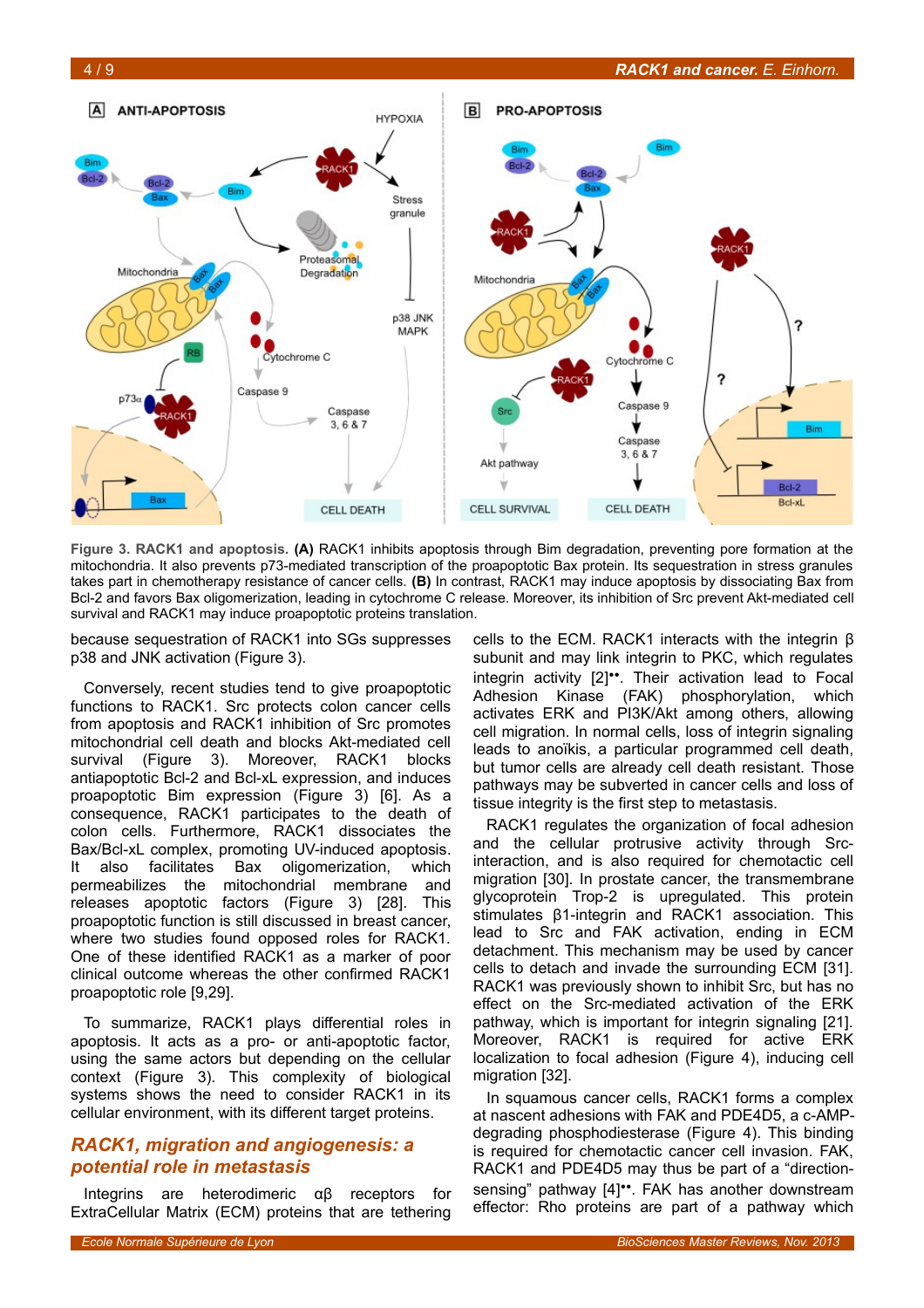**Figure 3. RACK1 and apoptosis. (A)** RACK1 inhibits apoptosis through Bim degradation, preventing pore formation at the mitochondria. It also prevents p73-mediated transcription of the proapoptotic Bax protein. Its sequestration in stress granules takes part in chemotherapy resistance of cancer cells. **(B)** In contrast, RACK1 may induce apoptosis by dissociating Bax from Bcl-2 and favors Bax oligomerization, leading in cytochrome C release. Moreover, its inhibition of Src prevent Akt-mediated cell survival and RACK1 may induce proapoptotic proteins translation.

because sequestration of RACK1 into SGs suppresses p38 and JNK activation (Figure 3).

Conversely, recent studies tend to give proapoptotic functions to RACK1. Src protects colon cancer cells from apoptosis and RACK1 inhibition of Src promotes mitochondrial cell death and blocks Akt-mediated cell survival (Figure 3). Moreover, RACK1 blocks antiapoptotic Bcl-2 and Bcl-xL expression, and induces proapoptotic Bim expression (Figure 3) [6]. As a consequence, RACK1 participates to the death of colon cells. Furthermore, RACK1 dissociates the Bax/Bcl-xL complex, promoting UV-induced apoptosis. It also facilitates Bax oligomerization, which permeabilizes the mitochondrial membrane and releases apoptotic factors (Figure 3) [28]. This proapoptotic function is still discussed in breast cancer, where two studies found opposed roles for RACK1. One of these identified RACK1 as a marker of poor clinical outcome whereas the other confirmed RACK1 proapoptotic role [9,29].

To summarize, RACK1 plays differential roles in apoptosis. It acts as a pro- or anti-apoptotic factor, using the same actors but depending on the cellular context (Figure 3). This complexity of biological systems shows the need to consider RACK1 in its cellular environment, with its different target proteins.

## *RACK1, migration and angiogenesis: a potential role in metastasis*

Integrins are heterodimeric αβ receptors for ExtraCellular Matrix (ECM) proteins that are tethering cells to the ECM. RACK1 interacts with the integrin β subunit and may link integrin to PKC, which regulates integrin activity [2]••. Their activation lead to Focal Adhesion Kinase (FAK) phosphorylation, which activates ERK and PI3K/Akt among others, allowing cell migration. In normal cells, loss of integrin signaling leads to anoïkis, a particular programmed cell death, but tumor cells are already cell death resistant. Those pathways may be subverted in cancer cells and loss of tissue integrity is the first step to metastasis.

RACK1 regulates the organization of focal adhesion and the cellular protrusive activity through Src-interaction, and is also required for chemotactic cell migration [30]. In prostate cancer, the transmembrane glycoprotein Trop-2 is upregulated. This protein stimulates β1-integrin and RACK1 association. This lead to Src and FAK activation, ending in ECM detachment. This mechanism may be used by cancer cells to detach and invade the surrounding ECM [31]. RACK1 was previously shown to inhibit Src, but has no effect on the Src-mediated activation of the ERK pathway, which is important for integrin signaling [21]. Moreover, RACK1 is required for active ERK localization to focal adhesion (Figure 4), inducing cell migration [32].

In squamous cancer cells, RACK1 forms a complex at nascent adhesions with FAK and PDE4D5, a c-AMP-degrading phosphodiesterase (Figure 4). This binding is required for chemotactic cancer cell invasion. FAK, RACK1 and PDE4D5 may thus be part of a “direction-sensing” pathway [4]••. FAK has another downstream effector: Rho proteins are part of a pathway which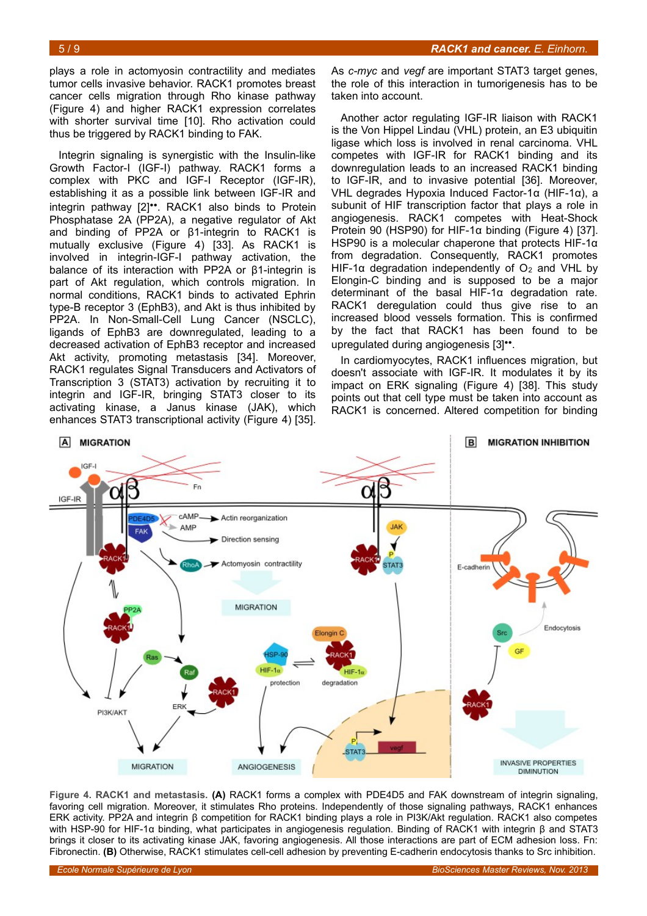plays a role in actomyosin contractility and mediates tumor cells invasive behavior. RACK1 promotes breast cancer cells migration through Rho kinase pathway (Figure 4) and higher RACK1 expression correlates with shorter survival time [10]. Rho activation could thus be triggered by RACK1 binding to FAK.

Integrin signaling is synergistic with the Insulin-like Growth Factor-I (IGF-I) pathway. RACK1 forms a complex with PKC and IGF-I Receptor (IGF-IR), establishing it as a possible link between IGF-IR and integrin pathway [2]••. RACK1 also binds to Protein Phosphatase 2A (PP2A), a negative regulator of Akt and binding of PP2A or β1-integrin to RACK1 is mutually exclusive (Figure 4) [33]. As RACK1 is involved in integrin-IGF-I pathway activation, the balance of its interaction with PP2A or β1-integrin is part of Akt regulation, which controls migration. In normal conditions, RACK1 binds to activated Ephrin type-B receptor 3 (EphB3), and Akt is thus inhibited by PP2A. In Non-Small-Cell Lung Cancer (NSCLC), ligands of EphB3 are downregulated, leading to a decreased activation of EphB3 receptor and increased Akt activity, promoting metastasis [34]. Moreover, RACK1 regulates Signal Transducers and Activators of Transcription 3 (STAT3) activation by recruiting it to integrin and IGF-IR, bringing STAT3 closer to its activating kinase, a Janus kinase (JAK), which enhances STAT3 transcriptional activity (Figure 4) [35]. As *c-myc* and *vegf* are important STAT3 target genes, the role of this interaction in tumorigenesis has to be taken into account.

Another actor regulating IGF-IR liaison with RACK1 is the Von Hippel Lindau (VHL) protein, an E3 ubiquitin ligase which loss is involved in renal carcinoma. VHL competes with IGF-IR for RACK1 binding and its downregulation leads to an increased RACK1 binding to IGF-IR, and to invasive potential [36]. Moreover, VHL degrades Hypoxia Induced Factor-1α (HIF-1α), a subunit of HIF transcription factor that plays a role in angiogenesis. RACK1 competes with Heat-Shock Protein 90 (HSP90) for HIF-1α binding (Figure 4) [37]. HSP90 is a molecular chaperone that protects HIF-1α from degradation. Consequently, RACK1 promotes HIF-1α degradation independently of $O_2$ and VHL by Elongin-C binding and is supposed to be a major determinant of the basal HIF-1α degradation rate. RACK1 deregulation could thus give rise to an increased blood vessels formation. This is confirmed by the fact that RACK1 has been found to be upregulated during angiogenesis [3]••.

In cardiomyocytes, RACK1 influences migration, but doesn't associate with IGF-IR. It modulates it by its impact on ERK signaling (Figure 4) [38]. This study points out that cell type must be taken into account as RACK1 is concerned. Altered competition for binding

**Figure 4. RACK1 and metastasis. (A)** RACK1 forms a complex with PDE4D5 and FAK downstream of integrin signaling, favoring cell migration. Moreover, it stimulates Rho proteins. Independently of those signaling pathways, RACK1 enhances ERK activity. PP2A and integrin β competition for RACK1 binding plays a role in PI3K/Akt regulation. RACK1 also competes with HSP-90 for HIF-1α binding, what participates in angiogenesis regulation. Binding of RACK1 with integrin β and STAT3 brings it closer to its activating kinase JAK, favoring angiogenesis. All those interactions are part of ECM adhesion loss. Fn: Fibronectin. **(B)** Otherwise, RACK1 stimulates cell-cell adhesion by preventing E-cadherin endocytosis thanks to Src inhibition.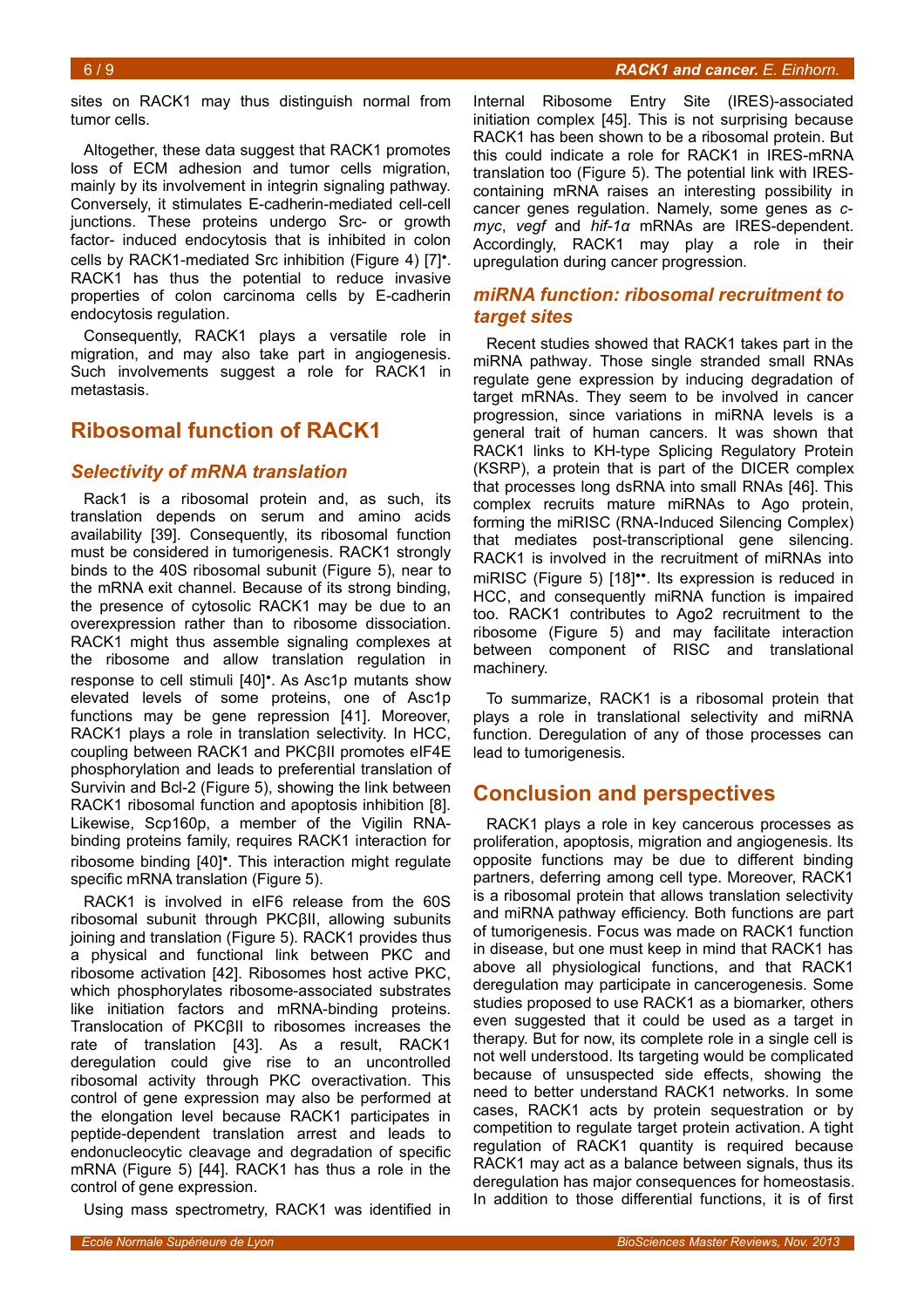sites on RACK1 may thus distinguish normal from tumor cells.

Altogether, these data suggest that RACK1 promotes loss of ECM adhesion and tumor cells migration, mainly by its involvement in integrin signaling pathway. Conversely, it stimulates E-cadherin-mediated cell-cell junctions. These proteins undergo Src- or growth factor- induced endocytosis that is inhibited in colon cells by RACK1-mediated Src inhibition (Figure 4) [7]•. RACK1 has thus the potential to reduce invasive properties of colon carcinoma cells by E-cadherin endocytosis regulation.

Consequently, RACK1 plays a versatile role in migration, and may also take part in angiogenesis. Such involvements suggest a role for RACK1 in metastasis.

## Ribosomal function of RACK1

### *Selectivity of mRNA translation*

Rack1 is a ribosomal protein and, as such, its translation depends on serum and amino acids availability [39]. Consequently, its ribosomal function must be considered in tumorigenesis. RACK1 strongly binds to the 40S ribosomal subunit (Figure 5), near to the mRNA exit channel. Because of its strong binding, the presence of cytosolic RACK1 may be due to an overexpression rather than to ribosome dissociation. RACK1 might thus assemble signaling complexes at the ribosome and allow translation regulation in response to cell stimuli [40]•. As Asc1p mutants show elevated levels of some proteins, one of Asc1p functions may be gene repression [41]. Moreover, RACK1 plays a role in translation selectivity. In HCC, coupling between RACK1 and PKCβII promotes eIF4E phosphorylation and leads to preferential translation of Survivin and Bcl-2 (Figure 5), showing the link between RACK1 ribosomal function and apoptosis inhibition [8]. Likewise, Scp160p, a member of the Vigilin RNA-binding proteins family, requires RACK1 interaction for ribosome binding [40]•. This interaction might regulate specific mRNA translation (Figure 5).

RACK1 is involved in eIF6 release from the 60S ribosomal subunit through PKCβII, allowing subunits joining and translation (Figure 5). RACK1 provides thus a physical and functional link between PKC and ribosome activation [42]. Ribosomes host active PKC, which phosphorylates ribosome-associated substrates like initiation factors and mRNA-binding proteins. Translocation of PKCβII to ribosomes increases the rate of translation [43]. As a result, RACK1 deregulation could give rise to an uncontrolled ribosomal activity through PKC overactivation. This control of gene expression may also be performed at the elongation level because RACK1 participates in peptide-dependent translation arrest and leads to endonucleocytic cleavage and degradation of specific mRNA (Figure 5) [44]. RACK1 has thus a role in the control of gene expression.

Using mass spectrometry, RACK1 was identified in Internal Ribosome Entry Site (IRES)-associated initiation complex [45]. This is not surprising because RACK1 has been shown to be a ribosomal protein. But this could indicate a role for RACK1 in IRES-mRNA translation too (Figure 5). The potential link with IRES-containing mRNA raises an interesting possibility in cancer genes regulation. Namely, some genes as *c-myc*, *vegf* and *hif-1α* mRNAs are IRES-dependent. Accordingly, RACK1 may play a role in their upregulation during cancer progression.

### *miRNA function: ribosomal recruitment to target sites*

Recent studies showed that RACK1 takes part in the miRNA pathway. Those single stranded small RNAs regulate gene expression by inducing degradation of target mRNAs. They seem to be involved in cancer progression, since variations in miRNA levels is a general trait of human cancers. It was shown that RACK1 links to KH-type Splicing Regulatory Protein (KSRP), a protein that is part of the DICER complex that processes long dsRNA into small RNAs [46]. This complex recruits mature miRNAs to Ago protein, forming the miRISC (RNA-Induced Silencing Complex) that mediates post-transcriptional gene silencing. RACK1 is involved in the recruitment of miRNAs into miRISC (Figure 5) [18]••. Its expression is reduced in HCC, and consequently miRNA function is impaired too. RACK1 contributes to Ago2 recruitment to the ribosome (Figure 5) and may facilitate interaction between component of RISC and translational machinery.

To summarize, RACK1 is a ribosomal protein that plays a role in translational selectivity and miRNA function. Deregulation of any of those processes can lead to tumorigenesis.

## Conclusion and perspectives

RACK1 plays a role in key cancerous processes as proliferation, apoptosis, migration and angiogenesis. Its opposite functions may be due to different binding partners, deferring among cell type. Moreover, RACK1 is a ribosomal protein that allows translation selectivity and miRNA pathway efficiency. Both functions are part of tumorigenesis. Focus was made on RACK1 function in disease, but one must keep in mind that RACK1 has above all physiological functions, and that RACK1 deregulation may participate in cancerogenesis. Some studies proposed to use RACK1 as a biomarker, others even suggested that it could be used as a target in therapy. But for now, its complete role in a single cell is not well understood. Its targeting would be complicated because of unsuspected side effects, showing the need to better understand RACK1 networks. In some cases, RACK1 acts by protein sequestration or by competition to regulate target protein activation. A tight regulation of RACK1 quantity is required because RACK1 may act as a balance between signals, thus its deregulation has major consequences for homeostasis. In addition to those differential functions, it is of first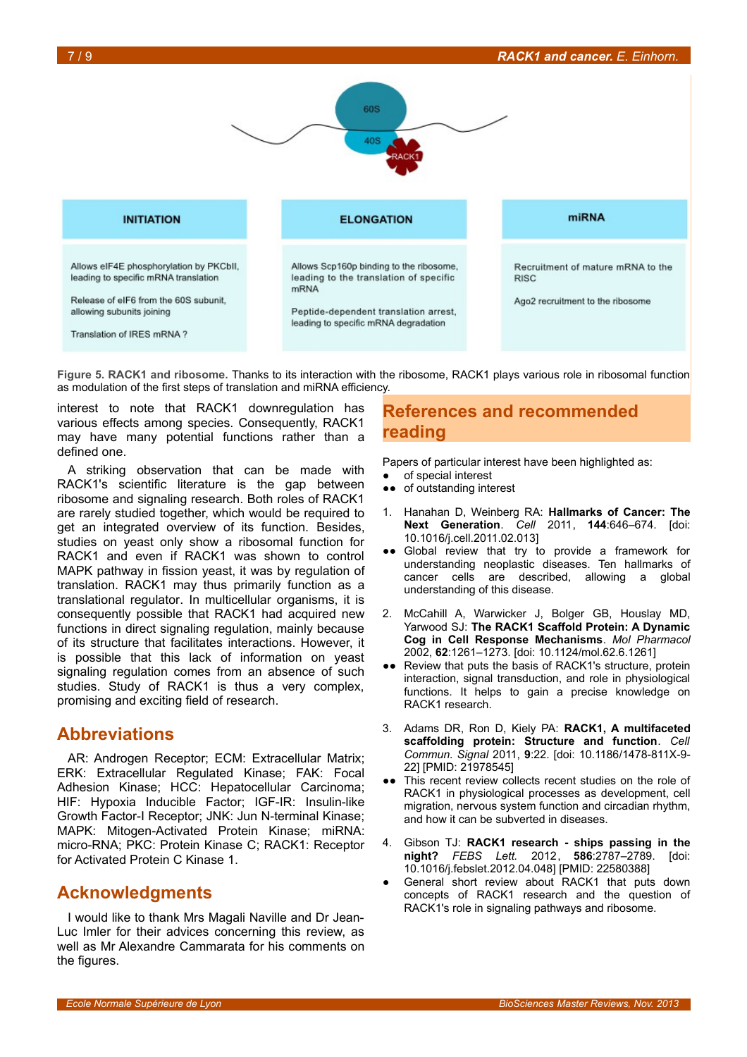| INITIATION | ELONGATION | miRNA |
| --- | --- | --- |
| Allows eIF4E phosphorylation by PKCbII, leading to specific mRNA translation<br><br>Release of eIF6 from the 60S subunit, allowing subunits joining<br><br>Translation of IRES mRNA ? | Allows Scp160p binding to the ribosome, leading to the translation of specific mRNA<br><br>Peptide-dependent translation arrest, leading to specific mRNA degradation | Recruitment of mature mRNA to the RISC<br><br>Ago2 recruitment to the ribosome |

**Figure 5. RACK1 and ribosome.** Thanks to its interaction with the ribosome, RACK1 plays various role in ribosomal function as modulation of the first steps of translation and miRNA efficiency.

interest to note that RACK1 downregulation has various effects among species. Consequently, RACK1 may have many potential functions rather than a defined one.

A striking observation that can be made with RACK1's scientific literature is the gap between ribosome and signaling research. Both roles of RACK1 are rarely studied together, which would be required to get an integrated overview of its function. Besides, studies on yeast only show a ribosomal function for RACK1 and even if RACK1 was shown to control MAPK pathway in fission yeast, it was by regulation of translation. RACK1 may thus primarily function as a translational regulator. In multicellular organisms, it is consequently possible that RACK1 had acquired new functions in direct signaling regulation, mainly because of its structure that facilitates interactions. However, it is possible that this lack of information on yeast signaling regulation comes from an absence of such studies. Study of RACK1 is thus a very complex, promising and exciting field of research.

## Abbreviations

AR: Androgen Receptor; ECM: Extracellular Matrix; ERK: Extracellular Regulated Kinase; FAK: Focal Adhesion Kinase; HCC: Hepatocellular Carcinoma; HIF: Hypoxia Inducible Factor; IGF-IR: Insulin-like Growth Factor-I Receptor; JNK: Jun N-terminal Kinase; MAPK: Mitogen-Activated Protein Kinase; miRNA: micro-RNA; PKC: Protein Kinase C; RACK1: Receptor for Activated Protein C Kinase 1.

## Acknowledgments

I would like to thank Mrs Magali Naville and Dr Jean-Luc Imler for their advices concerning this review, as well as Mr Alexandre Cammarata for his comments on the figures.

## References and recommended reading

Papers of particular interest have been highlighted as:
- ● of special interest
- ●● of outstanding interest

1. Hanahan D, Weinberg RA: **Hallmarks of Cancer: The Next Generation**. *Cell* 2011, **144**:646–674. [doi: 10.1016/j.cell.2011.02.013]

   ●● Global review that try to provide a framework for understanding neoplastic diseases. Ten hallmarks of cancer cells are described, allowing a global understanding of this disease.

2. McCahill A, Warwicker J, Bolger GB, Houslay MD, Yarwood SJ: **The RACK1 Scaffold Protein: A Dynamic Cog in Cell Response Mechanisms**. *Mol Pharmacol* 2002, **62**:1261–1273. [doi: 10.1124/mol.62.6.1261]

   ●● Review that puts the basis of RACK1's structure, protein interaction, signal transduction, and role in physiological functions. It helps to gain a precise knowledge on RACK1 research.

3. Adams DR, Ron D, Kiely PA: **RACK1, A multifaceted scaffolding protein: Structure and function**. *Cell Commun. Signal* 2011, **9**:22. [doi: 10.1186/1478-811X-9-22] [PMID: 21978545]

   ●● This recent review collects recent studies on the role of RACK1 in physiological processes as development, cell migration, nervous system function and circadian rhythm, and how it can be subverted in diseases.

4. Gibson TJ: **RACK1 research - ships passing in the night?** *FEBS Lett.* 2012, **586**:2787–2789. [doi: 10.1016/j.febslet.2012.04.048] [PMID: 22580388]

   ● General short review about RACK1 that puts down concepts of RACK1 research and the question of RACK1's role in signaling pathways and ribosome.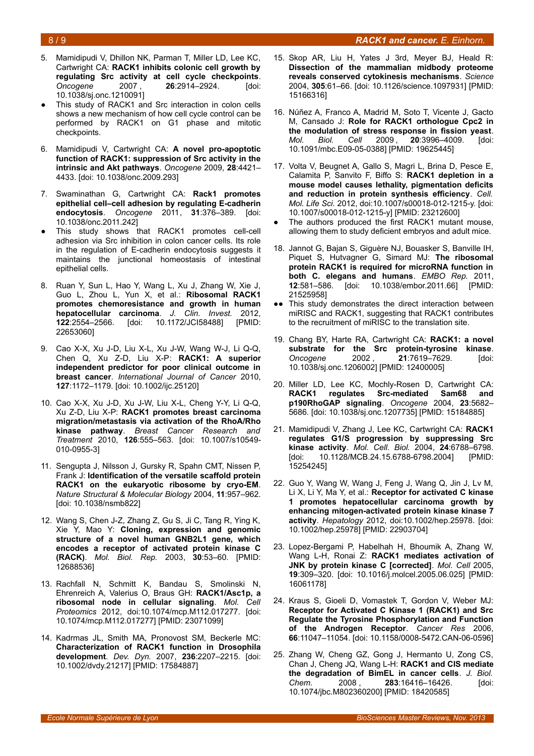5. Mamidipudi V, Dhillon NK, Parman T, Miller LD, Lee KC, Cartwright CA: **RACK1 inhibits colonic cell growth by regulating Src activity at cell cycle checkpoints**. *Oncogene* 2007, **26**:2914–2924. [doi: 10.1038/sj.onc.1210091]
   - ● This study of RACK1 and Src interaction in colon cells shows a new mechanism of how cell cycle control can be performed by RACK1 on G1 phase and mitotic checkpoints.

6. Mamidipudi V, Cartwright CA: **A novel pro-apoptotic function of RACK1: suppression of Src activity in the intrinsic and Akt pathways**. *Oncogene* 2009, **28**:4421–4433. [doi: 10.1038/onc.2009.293]

7. Swaminathan G, Cartwright CA: **Rack1 promotes epithelial cell–cell adhesion by regulating E-cadherin endocytosis**. *Oncogene* 2011, **31**:376–389. [doi: 10.1038/onc.2011.242]
   - ● This study shows that RACK1 promotes cell-cell adhesion via Src inhibition in colon cancer cells. Its role in the regulation of E-cadherin endocytosis suggests it maintains the junctional homeostasis of intestinal epithelial cells.

8. Ruan Y, Sun L, Hao Y, Wang L, Xu J, Zhang W, Xie J, Guo L, Zhou L, Yun X, et al.: **Ribosomal RACK1 promotes chemoresistance and growth in human hepatocellular carcinoma**. *J. Clin. Invest.* 2012, **122**:2554–2566. [doi: 10.1172/JCI58488] [PMID: 22653060]

9. Cao X-X, Xu J-D, Liu X-L, Xu J-W, Wang W-J, Li Q-Q, Chen Q, Xu Z-D, Liu X-P: **RACK1: A superior independent predictor for poor clinical outcome in breast cancer**. *International Journal of Cancer* 2010, **127**:1172–1179. [doi: 10.1002/ijc.25120]

10. Cao X-X, Xu J-D, Xu J-W, Liu X-L, Cheng Y-Y, Li Q-Q, Xu Z-D, Liu X-P: **RACK1 promotes breast carcinoma migration/metastasis via activation of the RhoA/Rho kinase pathway**. *Breast Cancer Research and Treatment* 2010, **126**:555–563. [doi: 10.1007/s10549-010-0955-3]

11. Sengupta J, Nilsson J, Gursky R, Spahn CMT, Nissen P, Frank J: **Identification of the versatile scaffold protein RACK1 on the eukaryotic ribosome by cryo-EM**. *Nature Structural & Molecular Biology* 2004, **11**:957–962. [doi: 10.1038/nsmb822]

12. Wang S, Chen J-Z, Zhang Z, Gu S, Ji C, Tang R, Ying K, Xie Y, Mao Y: **Cloning, expression and genomic structure of a novel human GNB2L1 gene, which encodes a receptor of activated protein kinase C (RACK)**. *Mol. Biol. Rep.* 2003, **30**:53–60. [PMID: 12688536]

13. Rachfall N, Schmitt K, Bandau S, Smolinski N, Ehrenreich A, Valerius O, Braus GH: **RACK1/Asc1p, a ribosomal node in cellular signaling**. *Mol. Cell Proteomics* 2012, doi:10.1074/mcp.M112.017277. [doi: 10.1074/mcp.M112.017277] [PMID: 23071099]

14. Kadrmas JL, Smith MA, Pronovost SM, Beckerle MC: **Characterization of RACK1 function in Drosophila development**. *Dev. Dyn.* 2007, **236**:2207–2215. [doi: 10.1002/dvdy.21217] [PMID: 17584887]

15. Skop AR, Liu H, Yates J 3rd, Meyer BJ, Heald R: **Dissection of the mammalian midbody proteome reveals conserved cytokinesis mechanisms**. *Science* 2004, **305**:61–66. [doi: 10.1126/science.1097931] [PMID: 15166316]

16. Núñez A, Franco A, Madrid M, Soto T, Vicente J, Gacto M, Cansado J: **Role for RACK1 orthologue Cpc2 in the modulation of stress response in fission yeast**. *Mol. Biol. Cell* 2009, **20**:3996–4009. [doi: 10.1091/mbc.E09-05-0388] [PMID: 19625445]

17. Volta V, Beugnet A, Gallo S, Magri L, Brina D, Pesce E, Calamita P, Sanvito F, Biffo S: **RACK1 depletion in a mouse model causes lethality, pigmentation deficits and reduction in protein synthesis efficiency**. *Cell. Mol. Life Sci.* 2012, doi:10.1007/s00018-012-1215-y. [doi: 10.1007/s00018-012-1215-y] [PMID: 23212600]
   - ● The authors produced the first RACK1 mutant mouse, allowing them to study deficient embryos and adult mice.

18. Jannot G, Bajan S, Giguère NJ, Bouasker S, Banville IH, Piquet S, Hutvagner G, Simard MJ: **The ribosomal protein RACK1 is required for microRNA function in both C. elegans and humans**. *EMBO Rep.* 2011, **12**:581–586. [doi: 10.1038/embor.2011.66] [PMID: 21525958]
   - ●● This study demonstrates the direct interaction between miRISC and RACK1, suggesting that RACK1 contributes to the recruitment of miRISC to the translation site.

19. Chang BY, Harte RA, Cartwright CA: **RACK1: a novel substrate for the Src protein-tyrosine kinase**. *Oncogene* 2002, **21**:7619–7629. [doi: 10.1038/sj.onc.1206002] [PMID: 12400005]

20. Miller LD, Lee KC, Mochly-Rosen D, Cartwright CA: **RACK1 regulates Src-mediated Sam68 and p190RhoGAP signaling**. *Oncogene* 2004, **23**:5682–5686. [doi: 10.1038/sj.onc.1207735] [PMID: 15184885]

21. Mamidipudi V, Zhang J, Lee KC, Cartwright CA: **RACK1 regulates G1/S progression by suppressing Src kinase activity**. *Mol. Cell. Biol.* 2004, **24**:6788–6798. [doi: 10.1128/MCB.24.15.6788-6798.2004] [PMID: 15254245]

22. Guo Y, Wang W, Wang J, Feng J, Wang Q, Jin J, Lv M, Li X, Li Y, Ma Y, et al.: **Receptor for activated C kinase 1 promotes hepatocellular carcinoma growth by enhancing mitogen-activated protein kinase kinase 7 activity**. *Hepatology* 2012, doi:10.1002/hep.25978. [doi: 10.1002/hep.25978] [PMID: 22903704]

23. Lopez-Bergami P, Habelhah H, Bhoumik A, Zhang W, Wang L-H, Ronai Z: **RACK1 mediates activation of JNK by protein kinase C [corrected]**. *Mol. Cell* 2005, **19**:309–320. [doi: 10.1016/j.molcel.2005.06.025] [PMID: 16061178]

24. Kraus S, Gioeli D, Vomastek T, Gordon V, Weber MJ: **Receptor for Activated C Kinase 1 (RACK1) and Src Regulate the Tyrosine Phosphorylation and Function of the Androgen Receptor**. *Cancer Res* 2006, **66**:11047–11054. [doi: 10.1158/0008-5472.CAN-06-0596]

25. Zhang W, Cheng GZ, Gong J, Hermanto U, Zong CS, Chan J, Cheng JQ, Wang L-H: **RACK1 and CIS mediate the degradation of BimEL in cancer cells**. *J. Biol. Chem.* 2008, **283**:16416–16426. [doi: 10.1074/jbc.M802360200] [PMID: 18420585]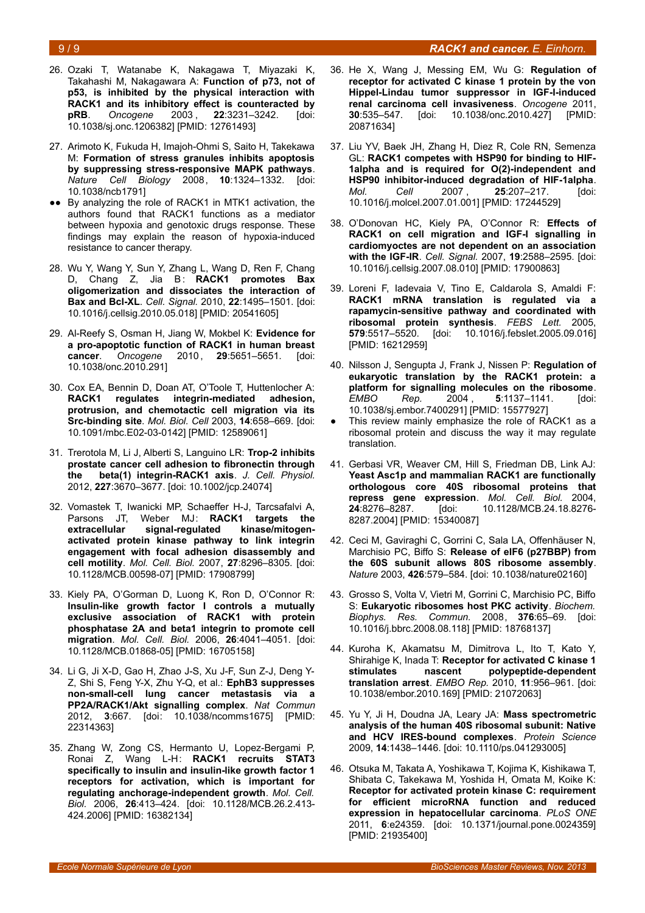26. Ozaki T, Watanabe K, Nakagawa T, Miyazaki K, Takahashi M, Nakagawara A: **Function of p73, not of p53, is inhibited by the physical interaction with RACK1 and its inhibitory effect is counteracted by pRB**. *Oncogene* 2003, **22**:3231–3242. [doi: 10.1038/sj.onc.1206382] [PMID: 12761493]

27. Arimoto K, Fukuda H, Imajoh-Ohmi S, Saito H, Takekawa M: **Formation of stress granules inhibits apoptosis by suppressing stress-responsive MAPK pathways**. *Nature Cell Biology* 2008, **10**:1324–1332. [doi: 10.1038/ncb1791]

●● By analyzing the role of RACK1 in MTK1 activation, the authors found that RACK1 functions as a mediator between hypoxia and genotoxic drugs response. These findings may explain the reason of hypoxia-induced resistance to cancer therapy.

28. Wu Y, Wang Y, Sun Y, Zhang L, Wang D, Ren F, Chang D, Chang Z, Jia B: **RACK1 promotes Bax oligomerization and dissociates the interaction of Bax and Bcl-XL**. *Cell. Signal.* 2010, **22**:1495–1501. [doi: 10.1016/j.cellsig.2010.05.018] [PMID: 20541605]

29. Al-Reefy S, Osman H, Jiang W, Mokbel K: **Evidence for a pro-apoptotic function of RACK1 in human breast cancer**. *Oncogene* 2010, **29**:5651–5651. [doi: 10.1038/onc.2010.291]

30. Cox EA, Bennin D, Doan AT, O'Toole T, Huttenlocher A: **RACK1 regulates integrin-mediated adhesion, protrusion, and chemotactic cell migration via its Src-binding site**. *Mol. Biol. Cell* 2003, **14**:658–669. [doi: 10.1091/mbc.E02-03-0142] [PMID: 12589061]

31. Trerotola M, Li J, Alberti S, Languino LR: **Trop-2 inhibits prostate cancer cell adhesion to fibronectin through the beta(1) integrin-RACK1 axis**. *J. Cell. Physiol.* 2012, **227**:3670–3677. [doi: 10.1002/jcp.24074]

32. Vomastek T, Iwanicki MP, Schaeffer H-J, Tarcsafalvi A, Parsons JT, Weber MJ: **RACK1 targets the extracellular signal-regulated kinase/mitogen-activated protein kinase pathway to link integrin engagement with focal adhesion disassembly and cell motility**. *Mol. Cell. Biol.* 2007, **27**:8296–8305. [doi: 10.1128/MCB.00598-07] [PMID: 17908799]

33. Kiely PA, O'Gorman D, Luong K, Ron D, O'Connor R: **Insulin-like growth factor I controls a mutually exclusive association of RACK1 with protein phosphatase 2A and beta1 integrin to promote cell migration**. *Mol. Cell. Biol.* 2006, **26**:4041–4051. [doi: 10.1128/MCB.01868-05] [PMID: 16705158]

34. Li G, Ji X-D, Gao H, Zhao J-S, Xu J-F, Sun Z-J, Deng Y-Z, Shi S, Feng Y-X, Zhu Y-Q, et al.: **EphB3 suppresses non-small-cell lung cancer metastasis via a PP2A/RACK1/Akt signalling complex**. *Nat Commun* 2012, **3**:667. [doi: 10.1038/ncomms1675] [PMID: 22314363]

35. Zhang W, Zong CS, Hermanto U, Lopez-Bergami P, Ronai Z, Wang L-H: **RACK1 recruits STAT3 specifically to insulin and insulin-like growth factor 1 receptors for activation, which is important for regulating anchorage-independent growth**. *Mol. Cell. Biol.* 2006, **26**:413–424. [doi: 10.1128/MCB.26.2.413-424.2006] [PMID: 16382134]

36. He X, Wang J, Messing EM, Wu G: **Regulation of receptor for activated C kinase 1 protein by the von Hippel-Lindau tumor suppressor in IGF-I-induced renal carcinoma cell invasiveness**. *Oncogene* 2011, **30**:535–547. [doi: 10.1038/onc.2010.427] [PMID: 20871634]

37. Liu YV, Baek JH, Zhang H, Diez R, Cole RN, Semenza GL: **RACK1 competes with HSP90 for binding to HIF-1alpha and is required for O(2)-independent and HSP90 inhibitor-induced degradation of HIF-1alpha**. *Mol. Cell* 2007, **25**:207–217. [doi: 10.1016/j.molcel.2007.01.001] [PMID: 17244529]

38. O'Donovan HC, Kiely PA, O'Connor R: **Effects of RACK1 on cell migration and IGF-I signalling in cardiomyocytes are not dependent on an association with the IGF-IR**. *Cell. Signal.* 2007, **19**:2588–2595. [doi: 10.1016/j.cellsig.2007.08.010] [PMID: 17900863]

39. Loreni F, Iadevaia V, Tino E, Caldarola S, Amaldi F: **RACK1 mRNA translation is regulated via a rapamycin-sensitive pathway and coordinated with ribosomal protein synthesis**. *FEBS Lett.* 2005, **579**:5517–5520. [doi: 10.1016/j.febslet.2005.09.016] [PMID: 16212959]

40. Nilsson J, Sengupta J, Frank J, Nissen P: **Regulation of eukaryotic translation by the RACK1 protein: a platform for signalling molecules on the ribosome**. *EMBO Rep.* 2004, **5**:1137–1141. [doi: 10.1038/sj.embor.7400291] [PMID: 15577927]

● This review mainly emphasize the role of RACK1 as a ribosomal protein and discuss the way it may regulate translation.

41. Gerbasi VR, Weaver CM, Hill S, Friedman DB, Link AJ: **Yeast Asc1p and mammalian RACK1 are functionally orthologous core 40S ribosomal proteins that repress gene expression**. *Mol. Cell. Biol.* 2004, **24**:8276–8287. [doi: 10.1128/MCB.24.18.8276-8287.2004] [PMID: 15340087]

42. Ceci M, Gaviraghi C, Gorrini C, Sala LA, Offenhäuser N, Marchisio PC, Biffo S: **Release of eIF6 (p27BBP) from the 60S subunit allows 80S ribosome assembly**. *Nature* 2003, **426**:579–584. [doi: 10.1038/nature02160]

43. Grosso S, Volta V, Vietri M, Gorrini C, Marchisio PC, Biffo S: **Eukaryotic ribosomes host PKC activity**. *Biochem. Biophys. Res. Commun.* 2008, **376**:65–69. [doi: 10.1016/j.bbrc.2008.08.118] [PMID: 18768137]

44. Kuroha K, Akamatsu M, Dimitrova L, Ito T, Kato Y, Shirahige K, Inada T: **Receptor for activated C kinase 1 stimulates nascent polypeptide-dependent translation arrest**. *EMBO Rep.* 2010, **11**:956–961. [doi: 10.1038/embor.2010.169] [PMID: 21072063]

45. Yu Y, Ji H, Doudna JA, Leary JA: **Mass spectrometric analysis of the human 40S ribosomal subunit: Native and HCV IRES-bound complexes**. *Protein Science* 2009, **14**:1438–1446. [doi: 10.1110/ps.041293005]

46. Otsuka M, Takata A, Yoshikawa T, Kojima K, Kishikawa T, Shibata C, Takekawa M, Yoshida H, Omata M, Koike K: **Receptor for activated protein kinase C: requirement for efficient microRNA function and reduced expression in hepatocellular carcinoma**. *PLoS ONE* 2011, **6**:e24359. [doi: 10.1371/journal.pone.0024359] [PMID: 21935400]